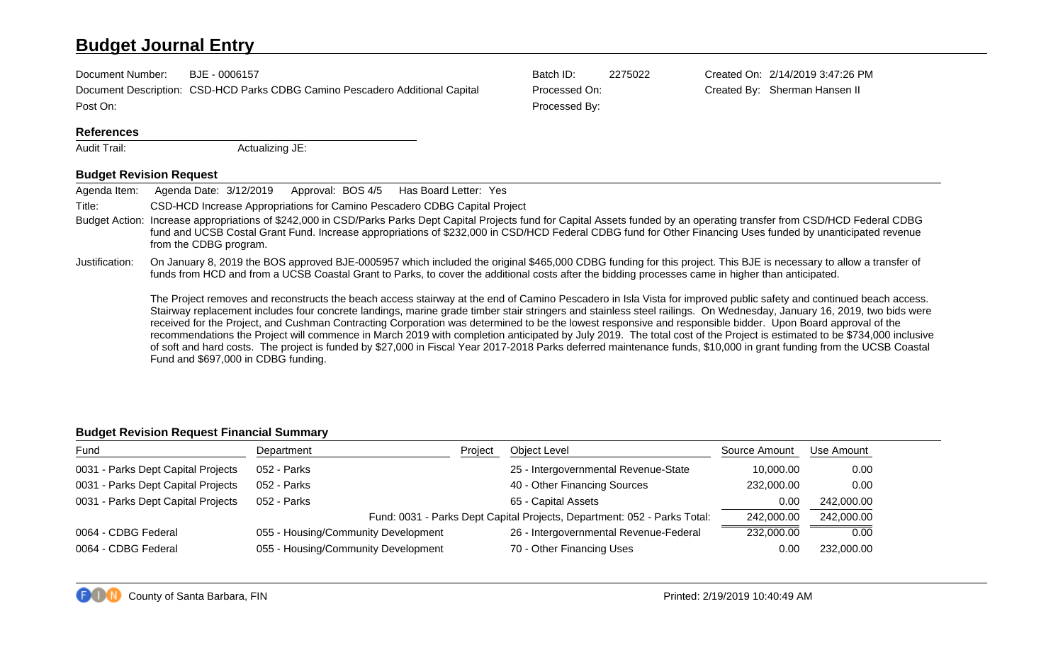# Budget Journal Entry

Document Number: BJE - 0006157

Document Description: CSD-HCD Parks CDBG Camino Pescadero Additional Capital

Post On:

Batch ID: 2275022

Processed On:

Processed By:

Created On: 2/14/2019 3:47:26 PM

Created By: Sherman Hansen II

## References

Audit Trail: Actualizing JE:

## Budget Revision Request

Agenda Item: Agenda Date: 3/12/2019 Approval: BOS 4/5 Has Board Letter: Yes

Title: CSD-HCD Increase Appropriations for Camino Pescadero CDBG Capital Project

Budget Action: Increase appropriations of $242,000 in CSD/Parks Parks Dept Capital Projects fund for Capital Assets funded by an operating transfer from CSD/HCD Federal CDBG fund and UCSB Costal Grant Fund. Increase appropriations of $232,000 in CSD/HCD Federal CDBG fund for Other Financing Uses funded by unanticipated revenue from the CDBG program.

Justification: On January 8, 2019 the BOS approved BJE-0005957 which included the original $465,000 CDBG funding for this project. This BJE is necessary to allow a transfer of funds from HCD and from a UCSB Coastal Grant to Parks, to cover the additional costs after the bidding processes came in higher than anticipated.

The Project removes and reconstructs the beach access stairway at the end of Camino Pescadero in Isla Vista for improved public safety and continued beach access. Stairway replacement includes four concrete landings, marine grade timber stair stringers and stainless steel railings. On Wednesday, January 16, 2019, two bids were received for the Project, and Cushman Contracting Corporation was determined to be the lowest responsive and responsible bidder. Upon Board approval of the recommendations the Project will commence in March 2019 with completion anticipated by July 2019. The total cost of the Project is estimated to be $734,000 inclusive of soft and hard costs. The project is funded by $27,000 in Fiscal Year 2017-2018 Parks deferred maintenance funds, $10,000 in grant funding from the UCSB Coastal Fund and $697,000 in CDBG funding.

## Budget Revision Request Financial Summary

| Fund | Department | Project | Object Level | Source Amount | Use Amount |
|---|---|---|---|---|---|
| 0031 - Parks Dept Capital Projects | 052 - Parks | | 25 - Intergovernmental Revenue-State | 10,000.00 | 0.00 |
| 0031 - Parks Dept Capital Projects | 052 - Parks | | 40 - Other Financing Sources | 232,000.00 | 0.00 |
| 0031 - Parks Dept Capital Projects | 052 - Parks | | 65 - Capital Assets | 0.00 | 242,000.00 |
| | | | Fund: 0031 - Parks Dept Capital Projects, Department: 052 - Parks Total: | 242,000.00 | 242,000.00 |
| 0064 - CDBG Federal | 055 - Housing/Community Development | | 26 - Intergovernmental Revenue-Federal | 232,000.00 | 0.00 |
| 0064 - CDBG Federal | 055 - Housing/Community Development | | 70 - Other Financing Uses | 0.00 | 232,000.00 |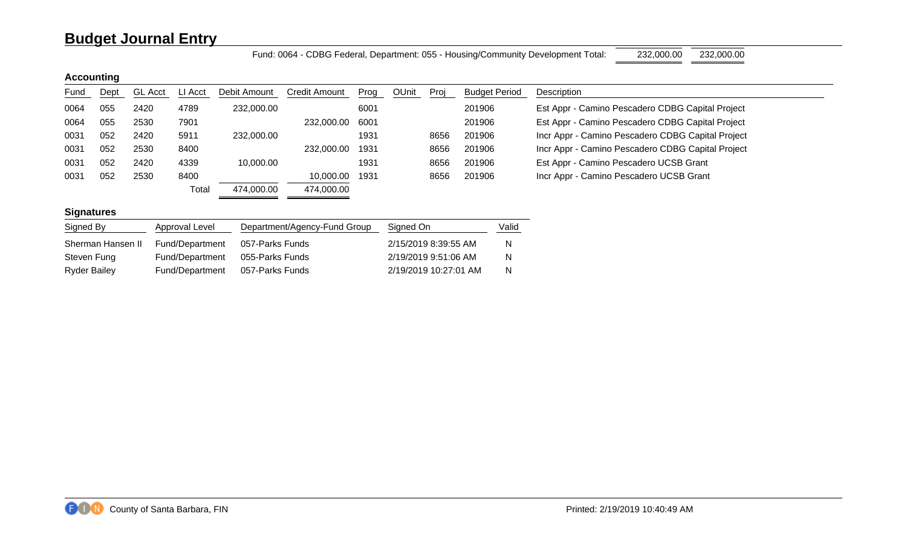# Budget Journal Entry

Fund: 0064 - CDBG Federal, Department: 055 - Housing/Community Development Total: 232,000.00 232,000.00

## Accounting

| Fund | Dept | GL Acct | LI Acct | Debit Amount | Credit Amount | Prog | OUnit | Proj | Budget Period | Description |
|---|---|---|---|---|---|---|---|---|---|---|
| 0064 | 055 | 2420 | 4789 | 232,000.00 | | 6001 | | | 201906 | Est Appr - Camino Pescadero CDBG Capital Project |
| 0064 | 055 | 2530 | 7901 | | 232,000.00 | 6001 | | | 201906 | Est Appr - Camino Pescadero CDBG Capital Project |
| 0031 | 052 | 2420 | 5911 | 232,000.00 | | 1931 | | 8656 | 201906 | Incr Appr - Camino Pescadero CDBG Capital Project |
| 0031 | 052 | 2530 | 8400 | | 232,000.00 | 1931 | | 8656 | 201906 | Incr Appr - Camino Pescadero CDBG Capital Project |
| 0031 | 052 | 2420 | 4339 | 10,000.00 | | 1931 | | 8656 | 201906 | Est Appr - Camino Pescadero UCSB Grant |
| 0031 | 052 | 2530 | 8400 | | 10,000.00 | 1931 | | 8656 | 201906 | Incr Appr - Camino Pescadero UCSB Grant |
| | | | Total | 474,000.00 | 474,000.00 | | | | | |

## Signatures

| Signed By | Approval Level | Department/Agency-Fund Group | Signed On | Valid |
|---|---|---|---|---|
| Sherman Hansen II | Fund/Department | 057-Parks Funds | 2/15/2019 8:39:55 AM | N |
| Steven Fung | Fund/Department | 055-Parks Funds | 2/19/2019 9:51:06 AM | N |
| Ryder Bailey | Fund/Department | 057-Parks Funds | 2/19/2019 10:27:01 AM | N |

County of Santa Barbara, FIN

Printed: 2/19/2019 10:40:49 AM